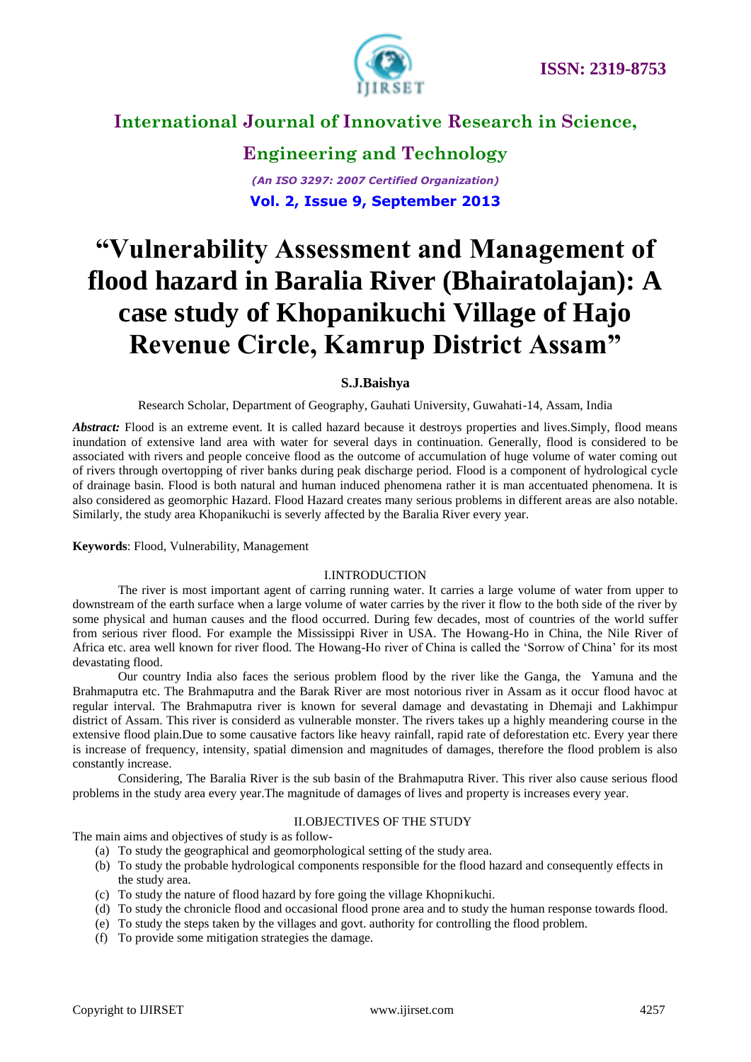# International Journal of Innovative Research in Science, Engineering and Technology

*(An ISO 3297: 2007 Certified Organization)*

**Vol. 2, Issue 9, September 2013**

# "Vulnerability Assessment and Management of flood hazard in Baralia River (Bhairatolajan): A case study of Khopanikuchi Village of Hajo Revenue Circle, Kamrup District Assam"

**S.J.Baishya**

Research Scholar, Department of Geography, Gauhati University, Guwahati-14, Assam, India

***Abstract:*** Flood is an extreme event. It is called hazard because it destroys properties and lives.Simply, flood means inundation of extensive land area with water for several days in continuation. Generally, flood is considered to be associated with rivers and people conceive flood as the outcome of accumulation of huge volume of water coming out of rivers through overtopping of river banks during peak discharge period. Flood is a component of hydrological cycle of drainage basin. Flood is both natural and human induced phenomena rather it is man accentuated phenomena. It is also considered as geomorphic Hazard. Flood Hazard creates many serious problems in different areas are also notable. Similarly, the study area Khopanikuchi is severly affected by the Baralia River every year.

**Keywords**: Flood, Vulnerability, Management

## I.INTRODUCTION

The river is most important agent of carring running water. It carries a large volume of water from upper to downstream of the earth surface when a large volume of water carries by the river it flow to the both side of the river by some physical and human causes and the flood occurred. During few decades, most of countries of the world suffer from serious river flood. For example the Mississippi River in USA. The Howang-Ho in China, the Nile River of Africa etc. area well known for river flood. The Howang-Ho river of China is called the 'Sorrow of China' for its most devastating flood.

Our country India also faces the serious problem flood by the river like the Ganga, the Yamuna and the Brahmaputra etc. The Brahmaputra and the Barak River are most notorious river in Assam as it occur flood havoc at regular interval. The Brahmaputra river is known for several damage and devastating in Dhemaji and Lakhimpur district of Assam. This river is considerd as vulnerable monster. The rivers takes up a highly meandering course in the extensive flood plain.Due to some causative factors like heavy rainfall, rapid rate of deforestation etc. Every year there is increase of frequency, intensity, spatial dimension and magnitudes of damages, therefore the flood problem is also constantly increase.

Considering, The Baralia River is the sub basin of the Brahmaputra River. This river also cause serious flood problems in the study area every year.The magnitude of damages of lives and property is increases every year.

## II.OBJECTIVES OF THE STUDY

The main aims and objectives of study is as follow-

- (a) To study the geographical and geomorphological setting of the study area.
- (b) To study the probable hydrological components responsible for the flood hazard and consequently effects in the study area.
- (c) To study the nature of flood hazard by fore going the village Khopnikuchi.
- (d) To study the chronicle flood and occasional flood prone area and to study the human response towards flood.
- (e) To study the steps taken by the villages and govt. authority for controlling the flood problem.
- (f) To provide some mitigation strategies the damage.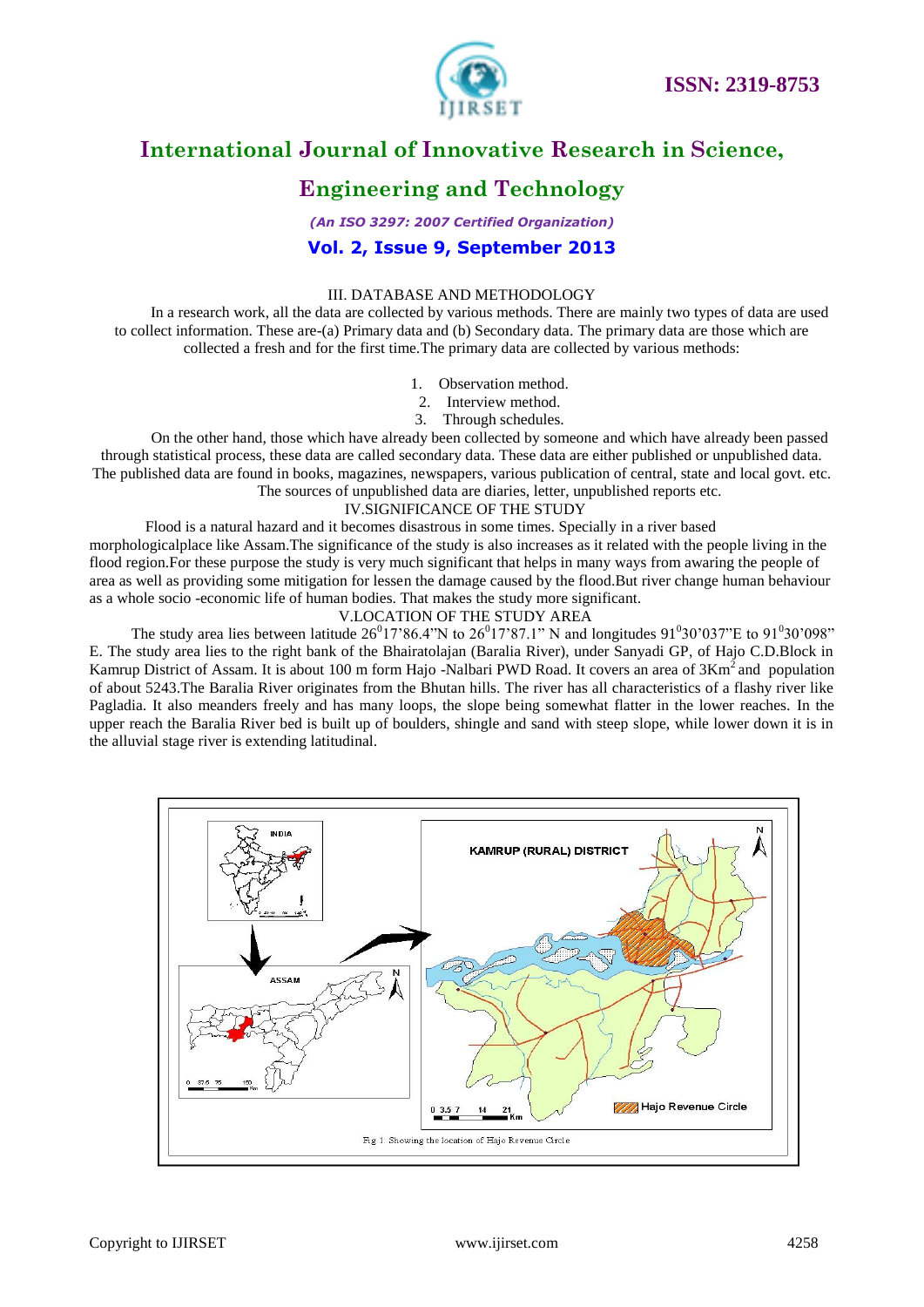## III. DATABASE AND METHODOLOGY

In a research work, all the data are collected by various methods. There are mainly two types of data are used to collect information. These are-(a) Primary data and (b) Secondary data. The primary data are those which are collected a fresh and for the first time.The primary data are collected by various methods:

1. Observation method.
2. Interview method.
3. Through schedules.

On the other hand, those which have already been collected by someone and which have already been passed through statistical process, these data are called secondary data. These data are either published or unpublished data. The published data are found in books, magazines, newspapers, various publication of central, state and local govt. etc. The sources of unpublished data are diaries, letter, unpublished reports etc.

## IV.SIGNIFICANCE OF THE STUDY

Flood is a natural hazard and it becomes disastrous in some times. Specially in a river based morphologicalplace like Assam.The significance of the study is also increases as it related with the people living in the flood region.For these purpose the study is very much significant that helps in many ways from awaring the people of area as well as providing some mitigation for lessen the damage caused by the flood.But river change human behaviour as a whole socio -economic life of human bodies. That makes the study more significant.

## V.LOCATION OF THE STUDY AREA

The study area lies between latitude $26^0$17'86.4"N to $26^0$17'87.1" N and longitudes $91^0$30'037"E to $91^0$30'098" E. The study area lies to the right bank of the Bhairatolajan (Baralia River), under Sanyadi GP, of Hajo C.D.Block in Kamrup District of Assam. It is about 100 m form Hajo -Nalbari PWD Road. It covers an area of 3Km$^2$ and population of about 5243.The Baralia River originates from the Bhutan hills. The river has all characteristics of a flashy river like Pagladia. It also meanders freely and has many loops, the slope being somewhat flatter in the lower reaches. In the upper reach the Baralia River bed is built up of boulders, shingle and sand with steep slope, while lower down it is in the alluvial stage river is extending latitudinal.

Fig 1: Showing the location of Hajo Revenue Circle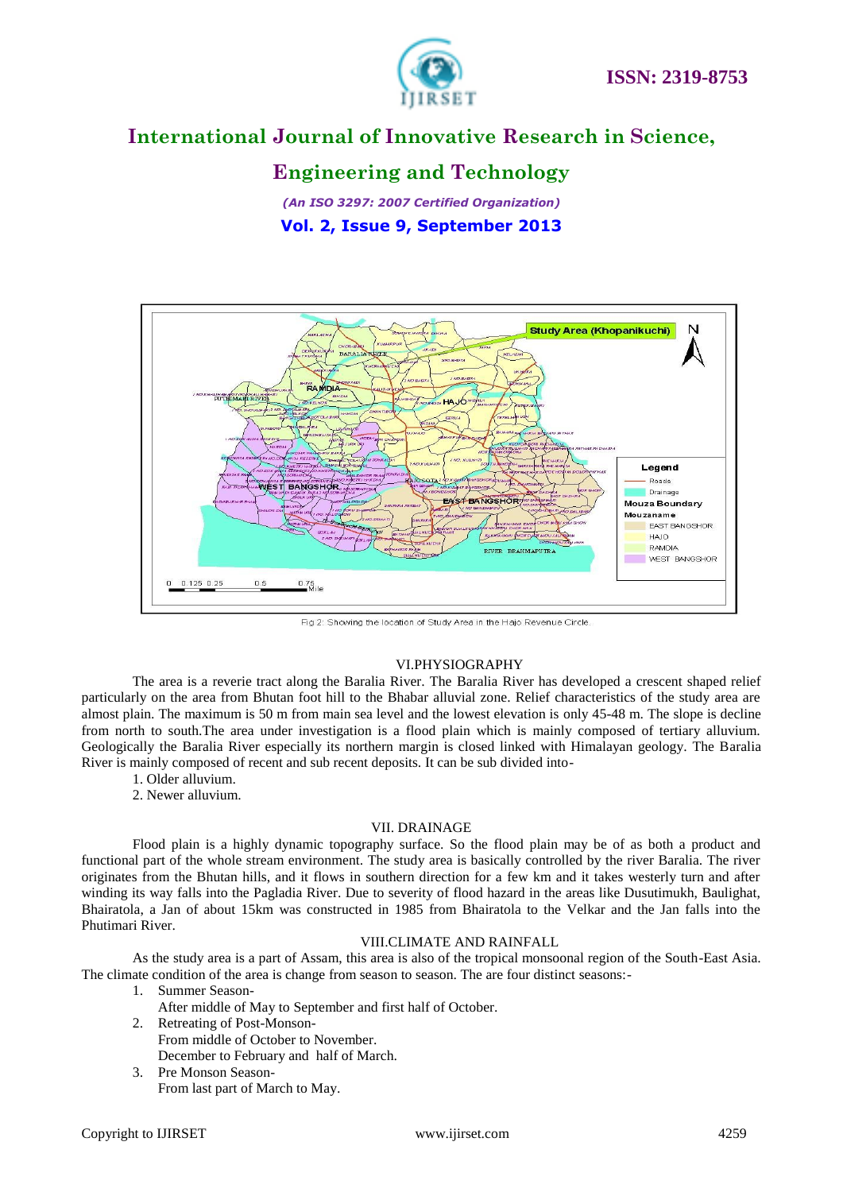Fig 2: Showing the location of Study Area in the Hajo Revenue Circle.

## VI.PHYSIOGRAPHY

The area is a reverie tract along the Baralia River. The Baralia River has developed a crescent shaped relief particularly on the area from Bhutan foot hill to the Bhabar alluvial zone. Relief characteristics of the study area are almost plain. The maximum is 50 m from main sea level and the lowest elevation is only 45-48 m. The slope is decline from north to south.The area under investigation is a flood plain which is mainly composed of tertiary alluvium. Geologically the Baralia River especially its northern margin is closed linked with Himalayan geology. The Baralia River is mainly composed of recent and sub recent deposits. It can be sub divided into-

1. Older alluvium.
2. Newer alluvium.

## VII. DRAINAGE

Flood plain is a highly dynamic topography surface. So the flood plain may be of as both a product and functional part of the whole stream environment. The study area is basically controlled by the river Baralia. The river originates from the Bhutan hills, and it flows in southern direction for a few km and it takes westerly turn and after winding its way falls into the Pagladia River. Due to severity of flood hazard in the areas like Dusutimukh, Baulighat, Bhairatola, a Jan of about 15km was constructed in 1985 from Bhairatola to the Velkar and the Jan falls into the Phutimari River.

## VIII.CLIMATE AND RAINFALL

As the study area is a part of Assam, this area is also of the tropical monsoonal region of the South-East Asia. The climate condition of the area is change from season to season. The are four distinct seasons:-

1. Summer Season-
   After middle of May to September and first half of October.
2. Retreating of Post-Monson-
   From middle of October to November.
   December to February and half of March.
3. Pre Monson Season-
   From last part of March to May.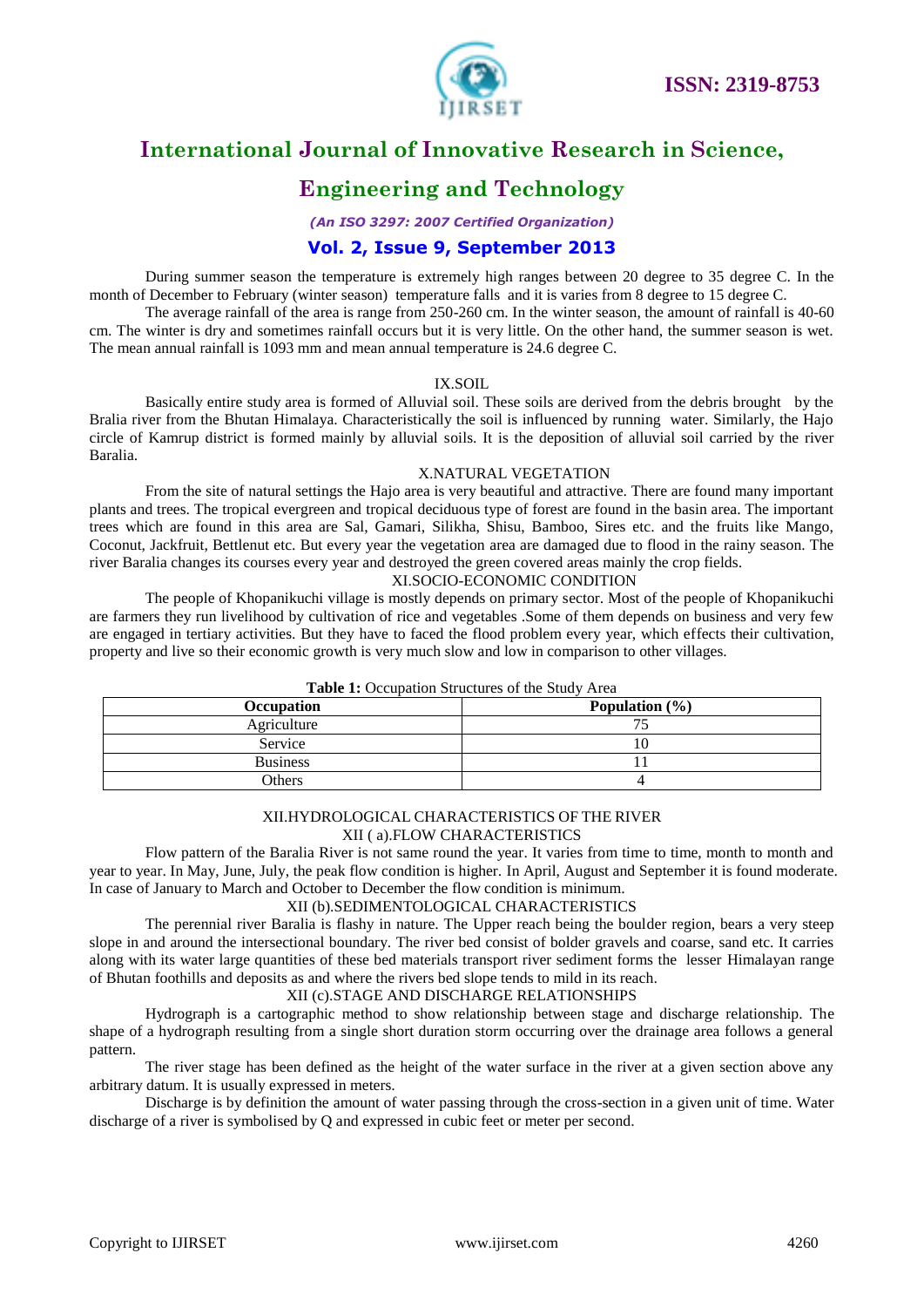During summer season the temperature is extremely high ranges between 20 degree to 35 degree C. In the month of December to February (winter season) temperature falls and it is varies from 8 degree to 15 degree C.

The average rainfall of the area is range from 250-260 cm. In the winter season, the amount of rainfall is 40-60 cm. The winter is dry and sometimes rainfall occurs but it is very little. On the other hand, the summer season is wet. The mean annual rainfall is 1093 mm and mean annual temperature is 24.6 degree C.

## IX.SOIL

Basically entire study area is formed of Alluvial soil. These soils are derived from the debris brought by the Bralia river from the Bhutan Himalaya. Characteristically the soil is influenced by running water. Similarly, the Hajo circle of Kamrup district is formed mainly by alluvial soils. It is the deposition of alluvial soil carried by the river Baralia.

## X.NATURAL VEGETATION

From the site of natural settings the Hajo area is very beautiful and attractive. There are found many important plants and trees. The tropical evergreen and tropical deciduous type of forest are found in the basin area. The important trees which are found in this area are Sal, Gamari, Silikha, Shisu, Bamboo, Sires etc. and the fruits like Mango, Coconut, Jackfruit, Bettlenut etc. But every year the vegetation area are damaged due to flood in the rainy season. The river Baralia changes its courses every year and destroyed the green covered areas mainly the crop fields.

## XI.SOCIO-ECONOMIC CONDITION

The people of Khopanikuchi village is mostly depends on primary sector. Most of the people of Khopanikuchi are farmers they run livelihood by cultivation of rice and vegetables .Some of them depends on business and very few are engaged in tertiary activities. But they have to faced the flood problem every year, which effects their cultivation, property and live so their economic growth is very much slow and low in comparison to other villages.

**Table 1:** Occupation Structures of the Study Area

| Occupation | Population (%) |
|---|---|
| Agriculture | 75 |
| Service | 10 |
| Business | 11 |
| Others | 4 |

## XII.HYDROLOGICAL CHARACTERISTICS OF THE RIVER

### XII ( a).FLOW CHARACTERISTICS

Flow pattern of the Baralia River is not same round the year. It varies from time to time, month to month and year to year. In May, June, July, the peak flow condition is higher. In April, August and September it is found moderate. In case of January to March and October to December the flow condition is minimum.

### XII (b).SEDIMENTOLOGICAL CHARACTERISTICS

The perennial river Baralia is flashy in nature. The Upper reach being the boulder region, bears a very steep slope in and around the intersectional boundary. The river bed consist of bolder gravels and coarse, sand etc. It carries along with its water large quantities of these bed materials transport river sediment forms the lesser Himalayan range of Bhutan foothills and deposits as and where the rivers bed slope tends to mild in its reach.

### XII (c).STAGE AND DISCHARGE RELATIONSHIPS

Hydrograph is a cartographic method to show relationship between stage and discharge relationship. The shape of a hydrograph resulting from a single short duration storm occurring over the drainage area follows a general pattern.

The river stage has been defined as the height of the water surface in the river at a given section above any arbitrary datum. It is usually expressed in meters.

Discharge is by definition the amount of water passing through the cross-section in a given unit of time. Water discharge of a river is symbolised by Q and expressed in cubic feet or meter per second.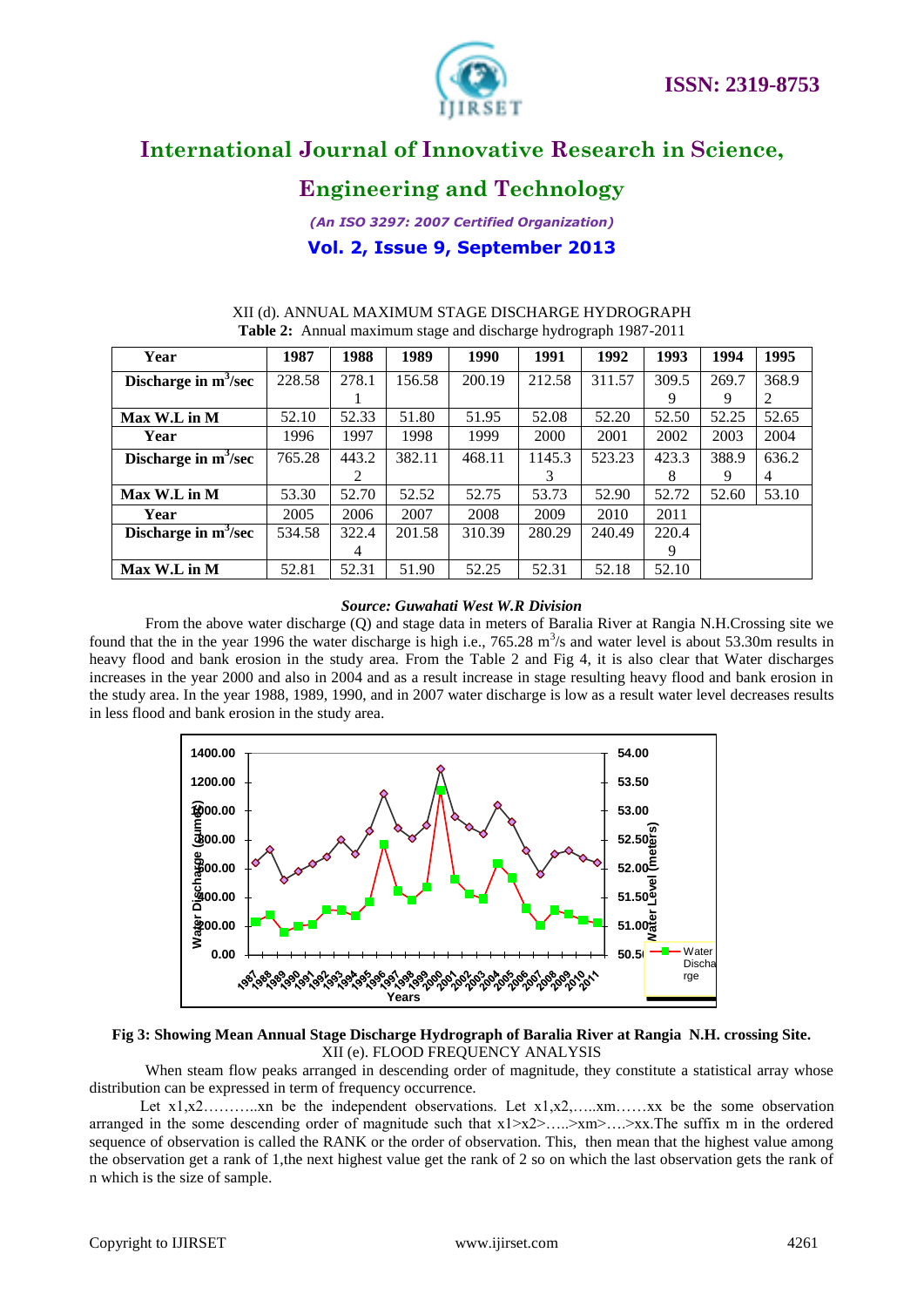XII (d). ANNUAL MAXIMUM STAGE DISCHARGE HYDROGRAPH

**Table 2:** Annual maximum stage and discharge hydrograph 1987-2011

| **Year** | **1987** | **1988** | **1989** | **1990** | **1991** | **1992** | **1993** | **1994** | **1995** |
|---|---|---|---|---|---|---|---|---|---|
| **Discharge in $m^3$/sec** | 228.58 | 278.11 | 156.58 | 200.19 | 212.58 | 311.57 | 309.59 | 269.79 | 368.92 |
| **Max W.L in M** | 52.10 | 52.33 | 51.80 | 51.95 | 52.08 | 52.20 | 52.50 | 52.25 | 52.65 |
| **Year** | 1996 | 1997 | 1998 | 1999 | 2000 | 2001 | 2002 | 2003 | 2004 |
| **Discharge in $m^3$/sec** | 765.28 | 443.22 | 382.11 | 468.11 | 1145.33 | 523.23 | 423.38 | 388.99 | 636.24 |
| **Max W.L in M** | 53.30 | 52.70 | 52.52 | 52.75 | 53.73 | 52.90 | 52.72 | 52.60 | 53.10 |
| **Year** | 2005 | 2006 | 2007 | 2008 | 2009 | 2010 | 2011 | | |
| **Discharge in $m^3$/sec** | 534.58 | 322.44 | 201.58 | 310.39 | 280.29 | 240.49 | 220.49 | | |
| **Max W.L in M** | 52.81 | 52.31 | 51.90 | 52.25 | 52.31 | 52.18 | 52.10 | | |

***Source: Guwahati West W.R Division***

From the above water discharge (Q) and stage data in meters of Baralia River at Rangia N.H.Crossing site we found that the in the year 1996 the water discharge is high i.e., 765.28 $m^3$/s and water level is about 53.30m results in heavy flood and bank erosion in the study area. From the Table 2 and Fig 4, it is also clear that Water discharges increases in the year 2000 and also in 2004 and as a result increase in stage resulting heavy flood and bank erosion in the study area. In the year 1988, 1989, 1990, and in 2007 water discharge is low as a result water level decreases results in less flood and bank erosion in the study area.

**Fig 3: Showing Mean Annual Stage Discharge Hydrograph of Baralia River at Rangia N.H. crossing Site.**

XII (e). FLOOD FREQUENCY ANALYSIS

When steam flow peaks arranged in descending order of magnitude, they constitute a statistical array whose distribution can be expressed in term of frequency occurrence.

Let x1,x2………..xn be the independent observations. Let x1,x2,…..xm……xx be the some observation arranged in the some descending order of magnitude such that x1>x2>…..>xm>….>xx.The suffix m in the ordered sequence of observation is called the RANK or the order of observation. This, then mean that the highest value among the observation get a rank of 1,the next highest value get the rank of 2 so on which the last observation gets the rank of n which is the size of sample.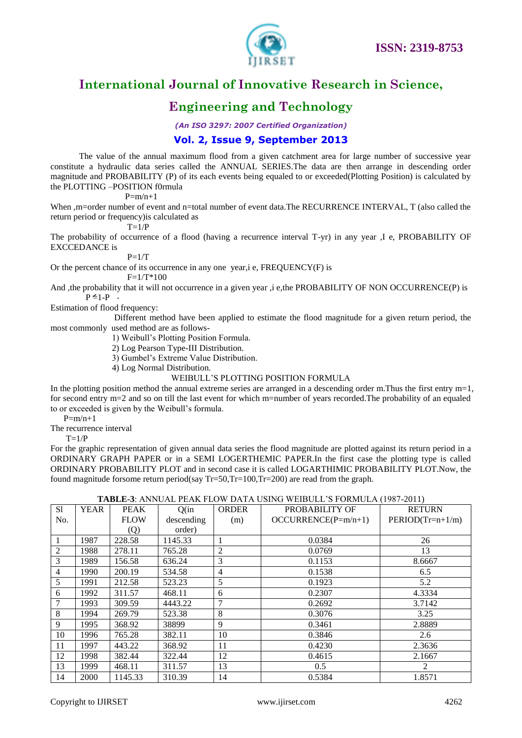The value of the annual maximum flood from a given catchment area for large number of successive year constitute a hydraulic data series called the ANNUAL SERIES.The data are then arrange in descending order magnitude and PROBABILITY (P) of its each events being equaled to or exceeded(Plotting Position) is calculated by the PLOTTING –POSITION f0rmula

$$P=m/n+1$$

When ,m=order number of event and n=total number of event data.The RECURRENCE INTERVAL, T (also called the return period or frequency)is calculated as

$$T=1/P$$

The probability of occurrence of a flood (having a recurrence interval T-yr) in any year ,I e, PROBABILITY OF EXCCEDANCE is

$$P=1/T$$

Or the percent chance of its occurrence in any one year,i e, FREQUENCY(F) is

$$F=1/T*100$$

And ,the probability that it will not occurrence in a given year ,i e,the PROBABILITY OF NON OCCURRENCE(P) is

$$P' = 1-P$$

Estimation of flood frequency:

Different method have been applied to estimate the flood magnitude for a given return period, the most commonly used method are as follows-

1) Weibull's Plotting Position Formula.
2) Log Pearson Type-III Distribution.
3) Gumbel's Extreme Value Distribution.
4) Log Normal Distribution.

WEIBULL'S PLOTTING POSITION FORMULA

In the plotting position method the annual extreme series are arranged in a descending order m.Thus the first entry m=1, for second entry m=2 and so on till the last event for which m=number of years recorded.The probability of an equaled to or exceeded is given by the Weibull's formula.

$$P=m/n+1$$

The recurrence interval

$$T=1/P$$

For the graphic representation of given annual data series the flood magnitude are plotted against its return period in a ORDINARY GRAPH PAPER or in a SEMI LOGERTHEMIC PAPER.In the first case the plotting type is called ORDINARY PROBABILITY PLOT and in second case it is called LOGARTHIMIC PROBABILITY PLOT.Now, the found magnitude forsome return period(say Tr=50,Tr=100,Tr=200) are read from the graph.

**TABLE-3**: ANNUAL PEAK FLOW DATA USING WEIBULL'S FORMULA (1987-2011)

| Sl No. | YEAR | PEAK FLOW (Q) | Q(in descending order) | ORDER (m) | PROBABILITY OF OCCURRENCE(P=m/n+1) | RETURN PERIOD(Tr=n+1/m) |
|---|---|---|---|---|---|---|
| 1 | 1987 | 228.58 | 1145.33 | 1 | 0.0384 | 26 |
| 2 | 1988 | 278.11 | 765.28 | 2 | 0.0769 | 13 |
| 3 | 1989 | 156.58 | 636.24 | 3 | 0.1153 | 8.6667 |
| 4 | 1990 | 200.19 | 534.58 | 4 | 0.1538 | 6.5 |
| 5 | 1991 | 212.58 | 523.23 | 5 | 0.1923 | 5.2 |
| 6 | 1992 | 311.57 | 468.11 | 6 | 0.2307 | 4.3334 |
| 7 | 1993 | 309.59 | 4443.22 | 7 | 0.2692 | 3.7142 |
| 8 | 1994 | 269.79 | 523.38 | 8 | 0.3076 | 3.25 |
| 9 | 1995 | 368.92 | 38899 | 9 | 0.3461 | 2.8889 |
| 10 | 1996 | 765.28 | 382.11 | 10 | 0.3846 | 2.6 |
| 11 | 1997 | 443.22 | 368.92 | 11 | 0.4230 | 2.3636 |
| 12 | 1998 | 382.44 | 322.44 | 12 | 0.4615 | 2.1667 |
| 13 | 1999 | 468.11 | 311.57 | 13 | 0.5 | 2 |
| 14 | 2000 | 1145.33 | 310.39 | 14 | 0.5384 | 1.8571 |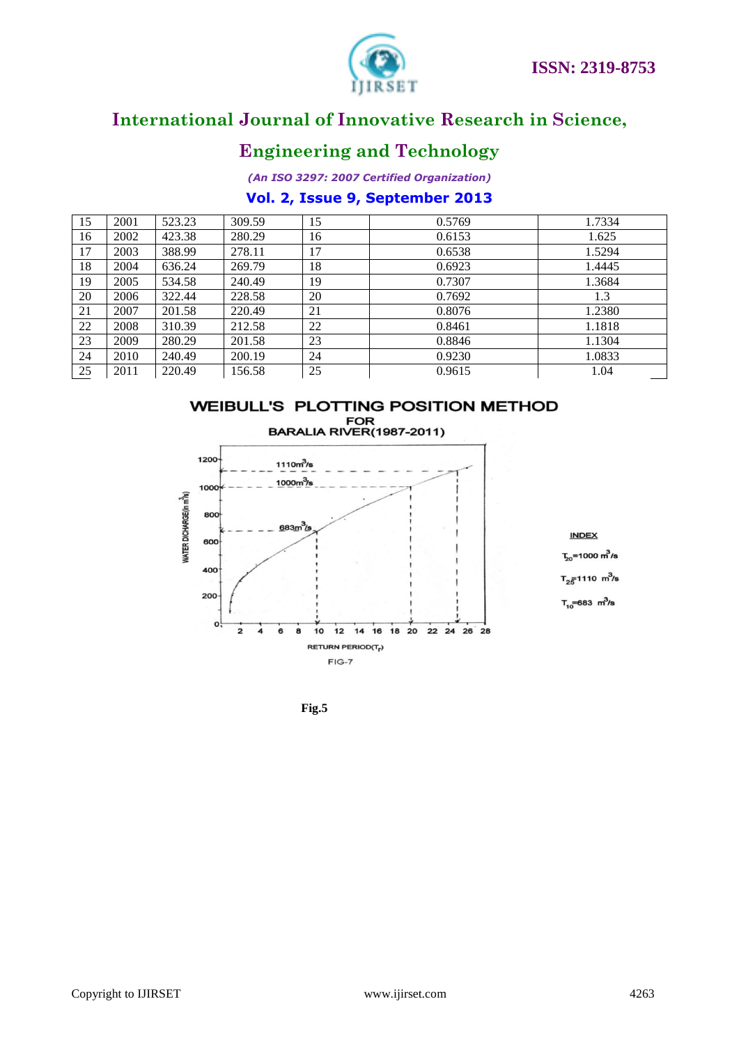| | | | | | | |
|---|---|---|---|---|---|---|
| 15 | 2001 | 523.23 | 309.59 | 15 | 0.5769 | 1.7334 |
| 16 | 2002 | 423.38 | 280.29 | 16 | 0.6153 | 1.625 |
| 17 | 2003 | 388.99 | 278.11 | 17 | 0.6538 | 1.5294 |
| 18 | 2004 | 636.24 | 269.79 | 18 | 0.6923 | 1.4445 |
| 19 | 2005 | 534.58 | 240.49 | 19 | 0.7307 | 1.3684 |
| 20 | 2006 | 322.44 | 228.58 | 20 | 0.7692 | 1.3 |
| 21 | 2007 | 201.58 | 220.49 | 21 | 0.8076 | 1.2380 |
| 22 | 2008 | 310.39 | 212.58 | 22 | 0.8461 | 1.1818 |
| 23 | 2009 | 280.29 | 201.58 | 23 | 0.8846 | 1.1304 |
| 24 | 2010 | 240.49 | 200.19 | 24 | 0.9230 | 1.0833 |
| 25 | 2011 | 220.49 | 156.58 | 25 | 0.9615 | 1.04 |

**Fig.5**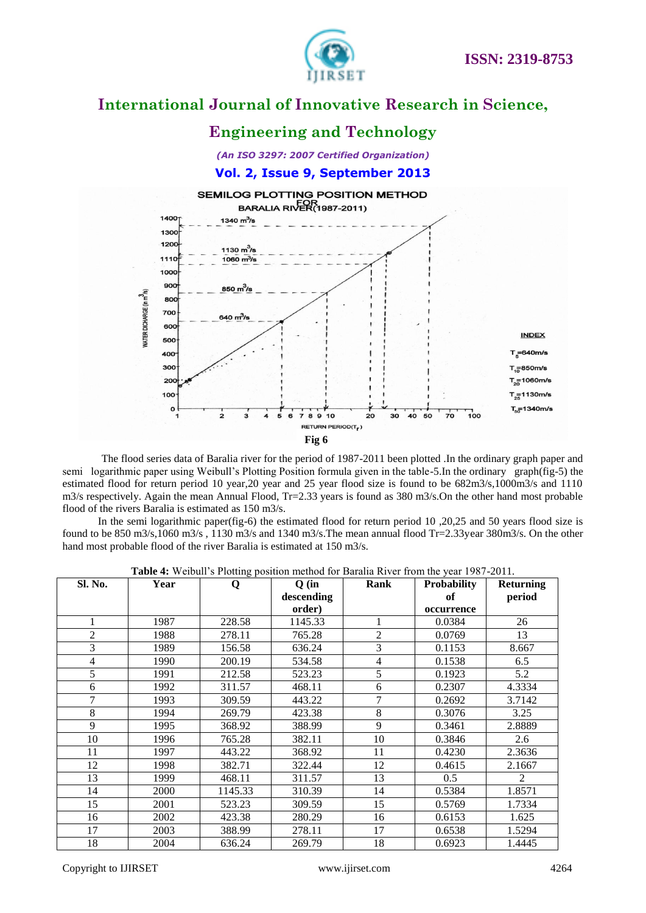Fig 6

The flood series data of Baralia river for the period of 1987-2011 been plotted .In the ordinary graph paper and semi logarithmic paper using Weibull's Plotting Position formula given in the table-5.In the ordinary graph(fig-5) the estimated flood for return period 10 year,20 year and 25 year flood size is found to be 682m3/s,1000m3/s and 1110 m3/s respectively. Again the mean Annual Flood, Tr=2.33 years is found as 380 m3/s.On the other hand most probable flood of the rivers Baralia is estimated as 150 m3/s.

In the semi logarithmic paper(fig-6) the estimated flood for return period 10 ,20,25 and 50 years flood size is found to be 850 m3/s,1060 m3/s , 1130 m3/s and 1340 m3/s.The mean annual flood Tr=2.33year 380m3/s. On the other hand most probable flood of the river Baralia is estimated at 150 m3/s.

**Table 4:** Weibull's Plotting position method for Baralia River from the year 1987-2011.

| Sl. No. | Year | Q | Q (in descending order) | Rank | Probability of occurrence | Returning period |
|---|---|---|---|---|---|---|
| 1 | 1987 | 228.58 | 1145.33 | 1 | 0.0384 | 26 |
| 2 | 1988 | 278.11 | 765.28 | 2 | 0.0769 | 13 |
| 3 | 1989 | 156.58 | 636.24 | 3 | 0.1153 | 8.667 |
| 4 | 1990 | 200.19 | 534.58 | 4 | 0.1538 | 6.5 |
| 5 | 1991 | 212.58 | 523.23 | 5 | 0.1923 | 5.2 |
| 6 | 1992 | 311.57 | 468.11 | 6 | 0.2307 | 4.3334 |
| 7 | 1993 | 309.59 | 443.22 | 7 | 0.2692 | 3.7142 |
| 8 | 1994 | 269.79 | 423.38 | 8 | 0.3076 | 3.25 |
| 9 | 1995 | 368.92 | 388.99 | 9 | 0.3461 | 2.8889 |
| 10 | 1996 | 765.28 | 382.11 | 10 | 0.3846 | 2.6 |
| 11 | 1997 | 443.22 | 368.92 | 11 | 0.4230 | 2.3636 |
| 12 | 1998 | 382.71 | 322.44 | 12 | 0.4615 | 2.1667 |
| 13 | 1999 | 468.11 | 311.57 | 13 | 0.5 | 2 |
| 14 | 2000 | 1145.33 | 310.39 | 14 | 0.5384 | 1.8571 |
| 15 | 2001 | 523.23 | 309.59 | 15 | 0.5769 | 1.7334 |
| 16 | 2002 | 423.38 | 280.29 | 16 | 0.6153 | 1.625 |
| 17 | 2003 | 388.99 | 278.11 | 17 | 0.6538 | 1.5294 |
| 18 | 2004 | 636.24 | 269.79 | 18 | 0.6923 | 1.4445 |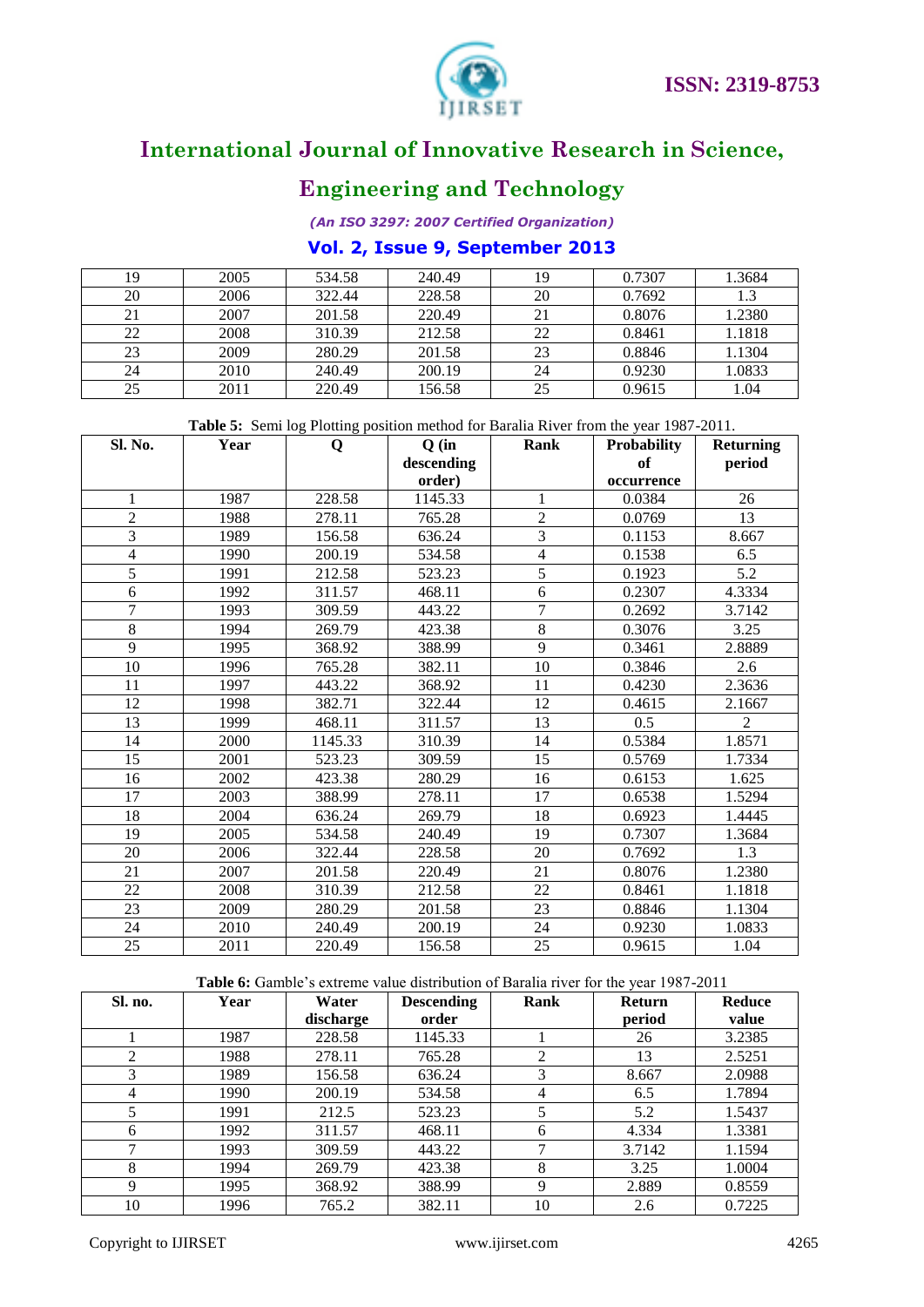| 19 | 2005 | 534.58 | 240.49 | 19 | 0.7307 | 1.3684 |
|---|---|---|---|---|---|---|
| 20 | 2006 | 322.44 | 228.58 | 20 | 0.7692 | 1.3 |
| 21 | 2007 | 201.58 | 220.49 | 21 | 0.8076 | 1.2380 |
| 22 | 2008 | 310.39 | 212.58 | 22 | 0.8461 | 1.1818 |
| 23 | 2009 | 280.29 | 201.58 | 23 | 0.8846 | 1.1304 |
| 24 | 2010 | 240.49 | 200.19 | 24 | 0.9230 | 1.0833 |
| 25 | 2011 | 220.49 | 156.58 | 25 | 0.9615 | 1.04 |

**Table 5:** Semi log Plotting position method for Baralia River from the year 1987-2011.

| Sl. No. | Year | Q | Q (in descending order) | Rank | Probability of occurrence | Returning period |
|---|---|---|---|---|---|---|
| 1 | 1987 | 228.58 | 1145.33 | 1 | 0.0384 | 26 |
| 2 | 1988 | 278.11 | 765.28 | 2 | 0.0769 | 13 |
| 3 | 1989 | 156.58 | 636.24 | 3 | 0.1153 | 8.667 |
| 4 | 1990 | 200.19 | 534.58 | 4 | 0.1538 | 6.5 |
| 5 | 1991 | 212.58 | 523.23 | 5 | 0.1923 | 5.2 |
| 6 | 1992 | 311.57 | 468.11 | 6 | 0.2307 | 4.3334 |
| 7 | 1993 | 309.59 | 443.22 | 7 | 0.2692 | 3.7142 |
| 8 | 1994 | 269.79 | 423.38 | 8 | 0.3076 | 3.25 |
| 9 | 1995 | 368.92 | 388.99 | 9 | 0.3461 | 2.8889 |
| 10 | 1996 | 765.28 | 382.11 | 10 | 0.3846 | 2.6 |
| 11 | 1997 | 443.22 | 368.92 | 11 | 0.4230 | 2.3636 |
| 12 | 1998 | 382.71 | 322.44 | 12 | 0.4615 | 2.1667 |
| 13 | 1999 | 468.11 | 311.57 | 13 | 0.5 | 2 |
| 14 | 2000 | 1145.33 | 310.39 | 14 | 0.5384 | 1.8571 |
| 15 | 2001 | 523.23 | 309.59 | 15 | 0.5769 | 1.7334 |
| 16 | 2002 | 423.38 | 280.29 | 16 | 0.6153 | 1.625 |
| 17 | 2003 | 388.99 | 278.11 | 17 | 0.6538 | 1.5294 |
| 18 | 2004 | 636.24 | 269.79 | 18 | 0.6923 | 1.4445 |
| 19 | 2005 | 534.58 | 240.49 | 19 | 0.7307 | 1.3684 |
| 20 | 2006 | 322.44 | 228.58 | 20 | 0.7692 | 1.3 |
| 21 | 2007 | 201.58 | 220.49 | 21 | 0.8076 | 1.2380 |
| 22 | 2008 | 310.39 | 212.58 | 22 | 0.8461 | 1.1818 |
| 23 | 2009 | 280.29 | 201.58 | 23 | 0.8846 | 1.1304 |
| 24 | 2010 | 240.49 | 200.19 | 24 | 0.9230 | 1.0833 |
| 25 | 2011 | 220.49 | 156.58 | 25 | 0.9615 | 1.04 |

**Table 6:** Gamble's extreme value distribution of Baralia river for the year 1987-2011

| Sl. no. | Year | Water discharge | Descending order | Rank | Return period | Reduce value |
|---|---|---|---|---|---|---|
| 1 | 1987 | 228.58 | 1145.33 | 1 | 26 | 3.2385 |
| 2 | 1988 | 278.11 | 765.28 | 2 | 13 | 2.5251 |
| 3 | 1989 | 156.58 | 636.24 | 3 | 8.667 | 2.0988 |
| 4 | 1990 | 200.19 | 534.58 | 4 | 6.5 | 1.7894 |
| 5 | 1991 | 212.5 | 523.23 | 5 | 5.2 | 1.5437 |
| 6 | 1992 | 311.57 | 468.11 | 6 | 4.334 | 1.3381 |
| 7 | 1993 | 309.59 | 443.22 | 7 | 3.7142 | 1.1594 |
| 8 | 1994 | 269.79 | 423.38 | 8 | 3.25 | 1.0004 |
| 9 | 1995 | 368.92 | 388.99 | 9 | 2.889 | 0.8559 |
| 10 | 1996 | 765.2 | 382.11 | 10 | 2.6 | 0.7225 |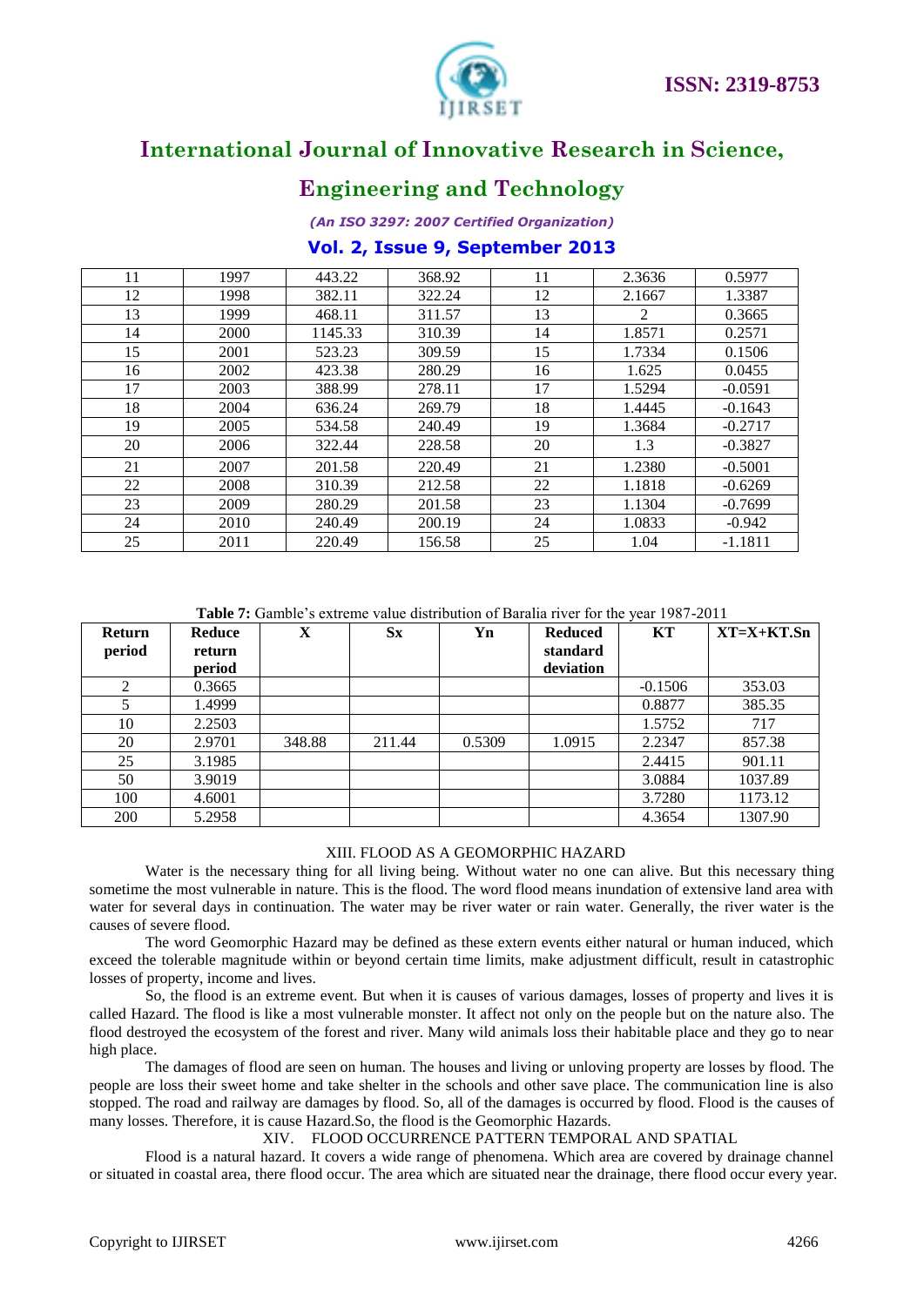| 11 | 1997 | 443.22 | 368.92 | 11 | 2.3636 | 0.5977 |
|---|---|---|---|---|---|---|
| 12 | 1998 | 382.11 | 322.24 | 12 | 2.1667 | 1.3387 |
| 13 | 1999 | 468.11 | 311.57 | 13 | 2 | 0.3665 |
| 14 | 2000 | 1145.33 | 310.39 | 14 | 1.8571 | 0.2571 |
| 15 | 2001 | 523.23 | 309.59 | 15 | 1.7334 | 0.1506 |
| 16 | 2002 | 423.38 | 280.29 | 16 | 1.625 | 0.0455 |
| 17 | 2003 | 388.99 | 278.11 | 17 | 1.5294 | -0.0591 |
| 18 | 2004 | 636.24 | 269.79 | 18 | 1.4445 | -0.1643 |
| 19 | 2005 | 534.58 | 240.49 | 19 | 1.3684 | -0.2717 |
| 20 | 2006 | 322.44 | 228.58 | 20 | 1.3 | -0.3827 |
| 21 | 2007 | 201.58 | 220.49 | 21 | 1.2380 | -0.5001 |
| 22 | 2008 | 310.39 | 212.58 | 22 | 1.1818 | -0.6269 |
| 23 | 2009 | 280.29 | 201.58 | 23 | 1.1304 | -0.7699 |
| 24 | 2010 | 240.49 | 200.19 | 24 | 1.0833 | -0.942 |
| 25 | 2011 | 220.49 | 156.58 | 25 | 1.04 | -1.1811 |

**Table 7:** Gamble's extreme value distribution of Baralia river for the year 1987-2011

| Return period | Reduce return period | X | Sx | Yn | Reduced standard deviation | KT | XT=X+KT.Sn |
|---|---|---|---|---|---|---|---|
| 2 | 0.3665 | | | | | -0.1506 | 353.03 |
| 5 | 1.4999 | | | | | 0.8877 | 385.35 |
| 10 | 2.2503 | | | | | 1.5752 | 717 |
| 20 | 2.9701 | 348.88 | 211.44 | 0.5309 | 1.0915 | 2.2347 | 857.38 |
| 25 | 3.1985 | | | | | 2.4415 | 901.11 |
| 50 | 3.9019 | | | | | 3.0884 | 1037.89 |
| 100 | 4.6001 | | | | | 3.7280 | 1173.12 |
| 200 | 5.2958 | | | | | 4.3654 | 1307.90 |

## XIII. FLOOD AS A GEOMORPHIC HAZARD

Water is the necessary thing for all living being. Without water no one can alive. But this necessary thing sometime the most vulnerable in nature. This is the flood. The word flood means inundation of extensive land area with water for several days in continuation. The water may be river water or rain water. Generally, the river water is the causes of severe flood.

The word Geomorphic Hazard may be defined as these extern events either natural or human induced, which exceed the tolerable magnitude within or beyond certain time limits, make adjustment difficult, result in catastrophic losses of property, income and lives.

So, the flood is an extreme event. But when it is causes of various damages, losses of property and lives it is called Hazard. The flood is like a most vulnerable monster. It affect not only on the people but on the nature also. The flood destroyed the ecosystem of the forest and river. Many wild animals loss their habitable place and they go to near high place.

The damages of flood are seen on human. The houses and living or unloving property are losses by flood. The people are loss their sweet home and take shelter in the schools and other save place. The communication line is also stopped. The road and railway are damages by flood. So, all of the damages is occurred by flood. Flood is the causes of many losses. Therefore, it is cause Hazard.So, the flood is the Geomorphic Hazards.

## XIV. FLOOD OCCURRENCE PATTERN TEMPORAL AND SPATIAL

Flood is a natural hazard. It covers a wide range of phenomena. Which area are covered by drainage channel or situated in coastal area, there flood occur. The area which are situated near the drainage, there flood occur every year.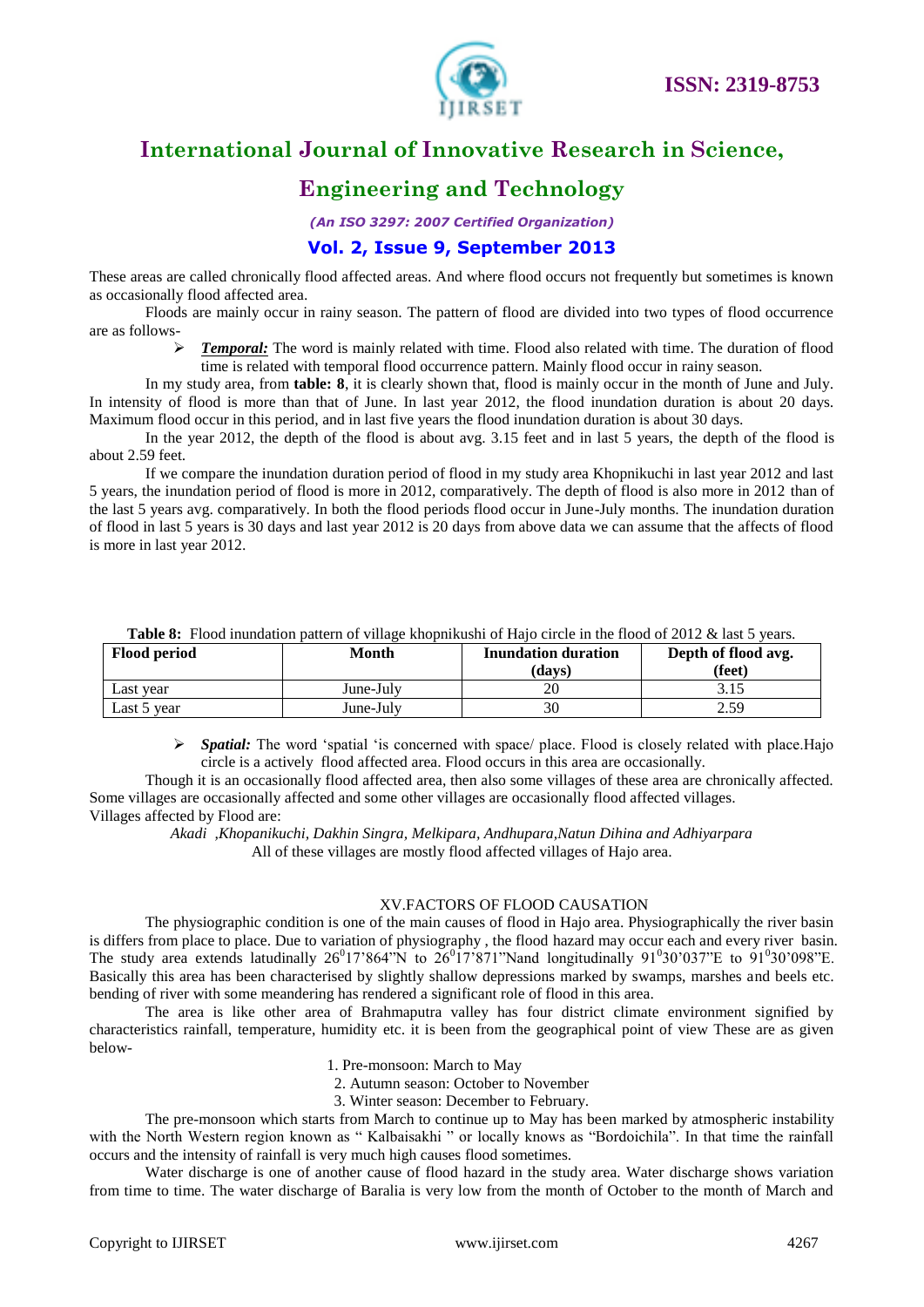These areas are called chronically flood affected areas. And where flood occurs not frequently but sometimes is known as occasionally flood affected area.

Floods are mainly occur in rainy season. The pattern of flood are divided into two types of flood occurrence are as follows-

- ***Temporal:*** The word is mainly related with time. Flood also related with time. The duration of flood time is related with temporal flood occurrence pattern. Mainly flood occur in rainy season.

In my study area, from **table: 8**, it is clearly shown that, flood is mainly occur in the month of June and July. In intensity of flood is more than that of June. In last year 2012, the flood inundation duration is about 20 days. Maximum flood occur in this period, and in last five years the flood inundation duration is about 30 days.

In the year 2012, the depth of the flood is about avg. 3.15 feet and in last 5 years, the depth of the flood is about 2.59 feet.

If we compare the inundation duration period of flood in my study area Khopnikuchi in last year 2012 and last 5 years, the inundation period of flood is more in 2012, comparatively. The depth of flood is also more in 2012 than of the last 5 years avg. comparatively. In both the flood periods flood occur in June-July months. The inundation duration of flood in last 5 years is 30 days and last year 2012 is 20 days from above data we can assume that the affects of flood is more in last year 2012.

**Table 8:** Flood inundation pattern of village khopnikushi of Hajo circle in the flood of 2012 & last 5 years.

| Flood period | Month | Inundation duration (days) | Depth of flood avg. (feet) |
|---|---|---|---|
| Last year | June-July | 20 | 3.15 |
| Last 5 year | June-July | 30 | 2.59 |

- ***Spatial:*** The word 'spatial 'is concerned with space/ place. Flood is closely related with place.Hajo circle is a actively flood affected area. Flood occurs in this area are occasionally.

Though it is an occasionally flood affected area, then also some villages of these area are chronically affected. Some villages are occasionally affected and some other villages are occasionally flood affected villages.

Villages affected by Flood are:

*Akadi ,Khopanikuchi, Dakhin Singra, Melkipara, Andhupara,Natun Dihina and Adhiyarpara*

All of these villages are mostly flood affected villages of Hajo area.

## XV.FACTORS OF FLOOD CAUSATION

The physiographic condition is one of the main causes of flood in Hajo area. Physiographically the river basin is differs from place to place. Due to variation of physiography , the flood hazard may occur each and every river basin. The study area extends latudinally $26^{0}17'864"$N to $26^{0}17'871"$Nand longitudinally $91^{0}30'037"$E to $91^{0}30'098"$E. Basically this area has been characterised by slightly shallow depressions marked by swamps, marshes and beels etc. bending of river with some meandering has rendered a significant role of flood in this area.

The area is like other area of Brahmaputra valley has four district climate environment signified by characteristics rainfall, temperature, humidity etc. it is been from the geographical point of view These are as given below-

1. Pre-monsoon: March to May
2. Autumn season: October to November
3. Winter season: December to February.

The pre-monsoon which starts from March to continue up to May has been marked by atmospheric instability with the North Western region known as " Kalbaisakhi " or locally knows as "Bordoichila". In that time the rainfall occurs and the intensity of rainfall is very much high causes flood sometimes.

Water discharge is one of another cause of flood hazard in the study area. Water discharge shows variation from time to time. The water discharge of Baralia is very low from the month of October to the month of March and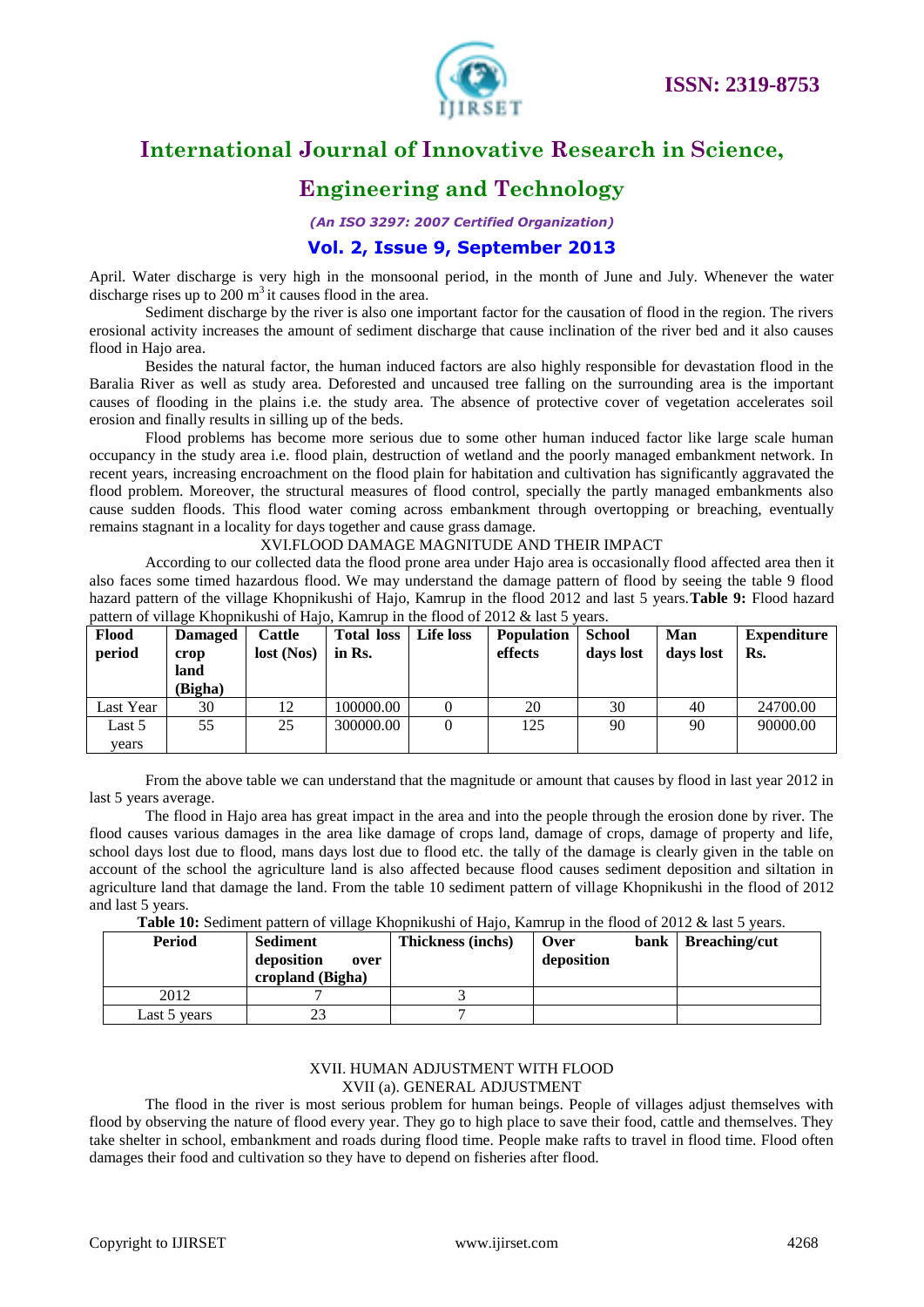April. Water discharge is very high in the monsoonal period, in the month of June and July. Whenever the water discharge rises up to 200 $m^3$ it causes flood in the area.

Sediment discharge by the river is also one important factor for the causation of flood in the region. The rivers erosional activity increases the amount of sediment discharge that cause inclination of the river bed and it also causes flood in Hajo area.

Besides the natural factor, the human induced factors are also highly responsible for devastation flood in the Baralia River as well as study area. Deforested and uncaused tree falling on the surrounding area is the important causes of flooding in the plains i.e. the study area. The absence of protective cover of vegetation accelerates soil erosion and finally results in silling up of the beds.

Flood problems has become more serious due to some other human induced factor like large scale human occupancy in the study area i.e. flood plain, destruction of wetland and the poorly managed embankment network. In recent years, increasing encroachment on the flood plain for habitation and cultivation has significantly aggravated the flood problem. Moreover, the structural measures of flood control, specially the partly managed embankments also cause sudden floods. This flood water coming across embankment through overtopping or breaching, eventually remains stagnant in a locality for days together and cause grass damage.

## XVI.FLOOD DAMAGE MAGNITUDE AND THEIR IMPACT

According to our collected data the flood prone area under Hajo area is occasionally flood affected area then it also faces some timed hazardous flood. We may understand the damage pattern of flood by seeing the table 9 flood hazard pattern of the village Khopnikushi of Hajo, Kamrup in the flood 2012 and last 5 years. **Table 9:** Flood hazard pattern of village Khopnikushi of Hajo, Kamrup in the flood of 2012 & last 5 years.

| Flood period | Damaged crop land (Bigha) | Cattle lost (Nos) | Total loss in Rs. | Life loss | Population effects | School days lost | Man days lost | Expenditure Rs. |
|---|---|---|---|---|---|---|---|---|
| Last Year | 30 | 12 | 100000.00 | 0 | 20 | 30 | 40 | 24700.00 |
| Last 5 years | 55 | 25 | 300000.00 | 0 | 125 | 90 | 90 | 90000.00 |

From the above table we can understand that the magnitude or amount that causes by flood in last year 2012 in last 5 years average.

The flood in Hajo area has great impact in the area and into the people through the erosion done by river. The flood causes various damages in the area like damage of crops land, damage of crops, damage of property and life, school days lost due to flood, mans days lost due to flood etc. the tally of the damage is clearly given in the table on account of the school the agriculture land is also affected because flood causes sediment deposition and siltation in agriculture land that damage the land. From the table 10 sediment pattern of village Khopnikushi in the flood of 2012 and last 5 years.

**Table 10:** Sediment pattern of village Khopnikushi of Hajo, Kamrup in the flood of 2012 & last 5 years.

| Period | Sediment deposition over cropland (Bigha) | Thickness (inchs) | Over bank deposition | Breaching/cut |
|---|---|---|---|---|
| 2012 | 7 | 3 | | |
| Last 5 years | 23 | 7 | | |

## XVII. HUMAN ADJUSTMENT WITH FLOOD

### XVII (a). GENERAL ADJUSTMENT

The flood in the river is most serious problem for human beings. People of villages adjust themselves with flood by observing the nature of flood every year. They go to high place to save their food, cattle and themselves. They take shelter in school, embankment and roads during flood time. People make rafts to travel in flood time. Flood often damages their food and cultivation so they have to depend on fisheries after flood.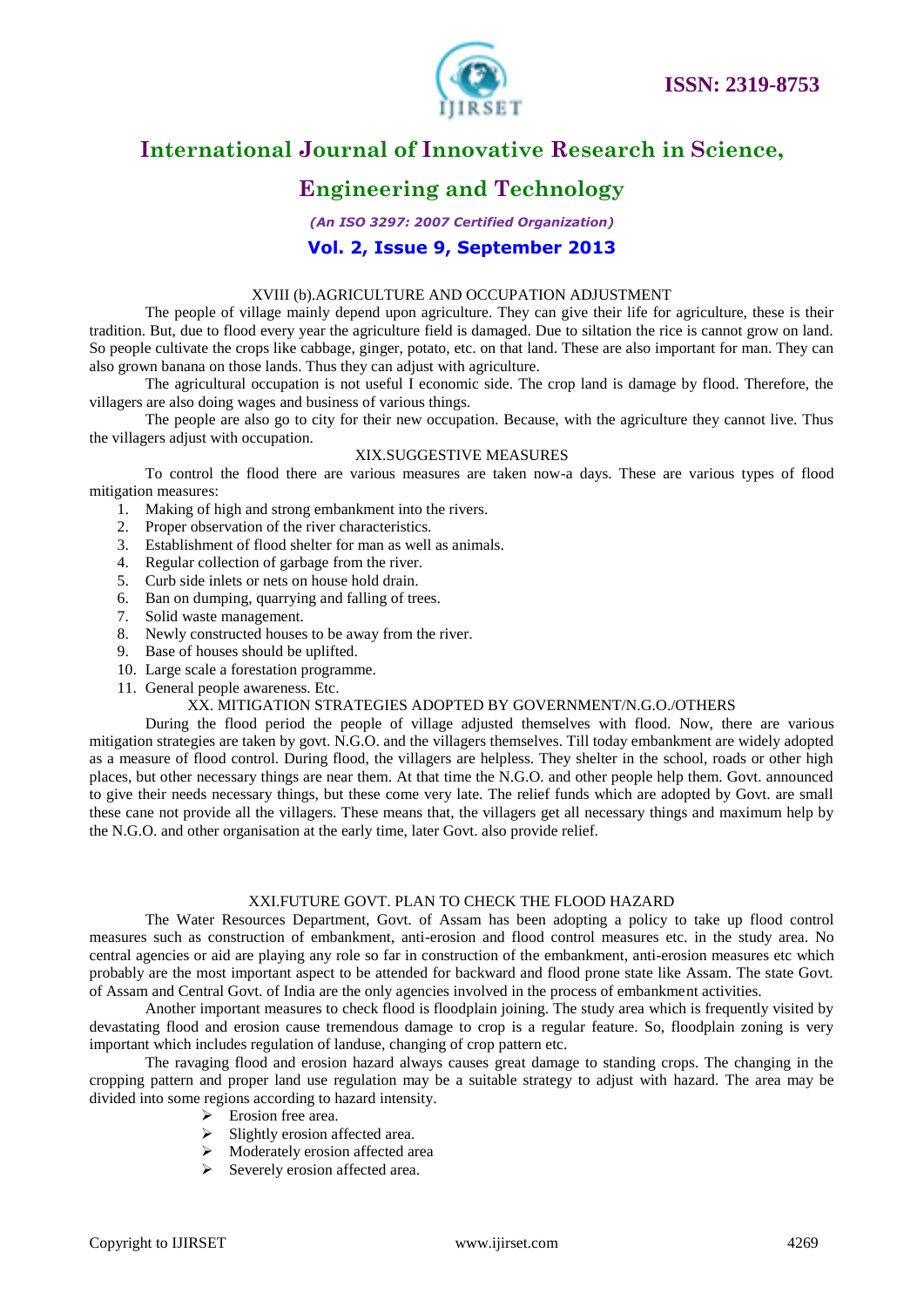### XVIII (b).AGRICULTURE AND OCCUPATION ADJUSTMENT

The people of village mainly depend upon agriculture. They can give their life for agriculture, these is their tradition. But, due to flood every year the agriculture field is damaged. Due to siltation the rice is cannot grow on land. So people cultivate the crops like cabbage, ginger, potato, etc. on that land. These are also important for man. They can also grown banana on those lands. Thus they can adjust with agriculture.

The agricultural occupation is not useful I economic side. The crop land is damage by flood. Therefore, the villagers are also doing wages and business of various things.

The people are also go to city for their new occupation. Because, with the agriculture they cannot live. Thus the villagers adjust with occupation.

## XIX.SUGGESTIVE MEASURES

To control the flood there are various measures are taken now-a days. These are various types of flood mitigation measures:

1. Making of high and strong embankment into the rivers.
2. Proper observation of the river characteristics.
3. Establishment of flood shelter for man as well as animals.
4. Regular collection of garbage from the river.
5. Curb side inlets or nets on house hold drain.
6. Ban on dumping, quarrying and falling of trees.
7. Solid waste management.
8. Newly constructed houses to be away from the river.
9. Base of houses should be uplifted.
10. Large scale a forestation programme.
11. General people awareness. Etc.

## XX. MITIGATION STRATEGIES ADOPTED BY GOVERNMENT/N.G.O./OTHERS

During the flood period the people of village adjusted themselves with flood. Now, there are various mitigation strategies are taken by govt. N.G.O. and the villagers themselves. Till today embankment are widely adopted as a measure of flood control. During flood, the villagers are helpless. They shelter in the school, roads or other high places, but other necessary things are near them. At that time the N.G.O. and other people help them. Govt. announced to give their needs necessary things, but these come very late. The relief funds which are adopted by Govt. are small these cane not provide all the villagers. These means that, the villagers get all necessary things and maximum help by the N.G.O. and other organisation at the early time, later Govt. also provide relief.

## XXI.FUTURE GOVT. PLAN TO CHECK THE FLOOD HAZARD

The Water Resources Department, Govt. of Assam has been adopting a policy to take up flood control measures such as construction of embankment, anti-erosion and flood control measures etc. in the study area. No central agencies or aid are playing any role so far in construction of the embankment, anti-erosion measures etc which probably are the most important aspect to be attended for backward and flood prone state like Assam. The state Govt. of Assam and Central Govt. of India are the only agencies involved in the process of embankment activities.

Another important measures to check flood is floodplain joining. The study area which is frequently visited by devastating flood and erosion cause tremendous damage to crop is a regular feature. So, floodplain zoning is very important which includes regulation of landuse, changing of crop pattern etc.

The ravaging flood and erosion hazard always causes great damage to standing crops. The changing in the cropping pattern and proper land use regulation may be a suitable strategy to adjust with hazard. The area may be divided into some regions according to hazard intensity.

- Erosion free area.
- Slightly erosion affected area.
- Moderately erosion affected area
- Severely erosion affected area.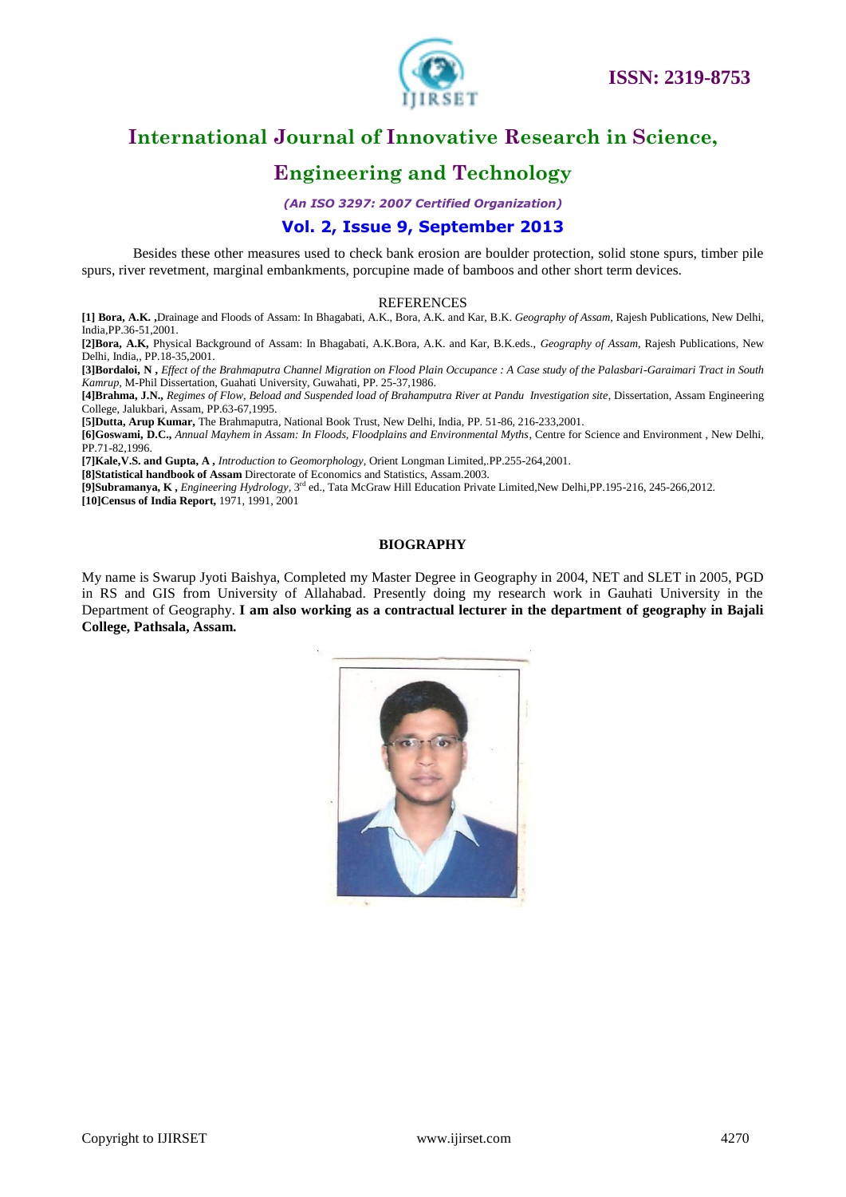Besides these other measures used to check bank erosion are boulder protection, solid stone spurs, timber pile spurs, river revetment, marginal embankments, porcupine made of bamboos and other short term devices.

## REFERENCES

**[1] Bora, A.K. ,**Drainage and Floods of Assam: In Bhagabati, A.K., Bora, A.K. and Kar, B.K. *Geography of Assam*, Rajesh Publications, New Delhi, India,PP.36-51,2001.

**[2]Bora, A.K,** Physical Background of Assam: In Bhagabati, A.K.Bora, A.K. and Kar, B.K.eds., *Geography of Assam*, Rajesh Publications, New Delhi, India,, PP.18-35,2001.

**[3]Bordaloi, N ,** *Effect of the Brahmaputra Channel Migration on Flood Plain Occupance : A Case study of the Palasbari-Garaimari Tract in South Kamrup*, M-Phil Dissertation, Guahati University, Guwahati, PP. 25-37,1986.

**[4]Brahma, J.N.,** *Regimes of Flow, Beload and Suspended load of Brahamputra River at Pandu Investigation site*, Dissertation, Assam Engineering College, Jalukbari, Assam, PP.63-67,1995.

**[5]Dutta, Arup Kumar,** The Brahmaputra, National Book Trust, New Delhi, India, PP. 51-86, 216-233,2001.

**[6]Goswami, D.C.,** *Annual Mayhem in Assam: In Floods, Floodplains and Environmental Myths*, Centre for Science and Environment , New Delhi, PP.71-82,1996.

**[7]Kale,V.S. and Gupta, A ,** *Introduction to Geomorphology*, Orient Longman Limited,.PP.255-264,2001.

**[8]Statistical handbook of Assam** Directorate of Economics and Statistics, Assam.2003.

**[9]Subramanya, K ,** *Engineering Hydrology*, 3rd ed., Tata McGraw Hill Education Private Limited,New Delhi,PP.195-216, 245-266,2012.

**[10]Census of India Report,** 1971, 1991, 2001

## BIOGRAPHY

My name is Swarup Jyoti Baishya, Completed my Master Degree in Geography in 2004, NET and SLET in 2005, PGD in RS and GIS from University of Allahabad. Presently doing my research work in Gauhati University in the Department of Geography. **I am also working as a contractual lecturer in the department of geography in Bajali College, Pathsala, Assam.**